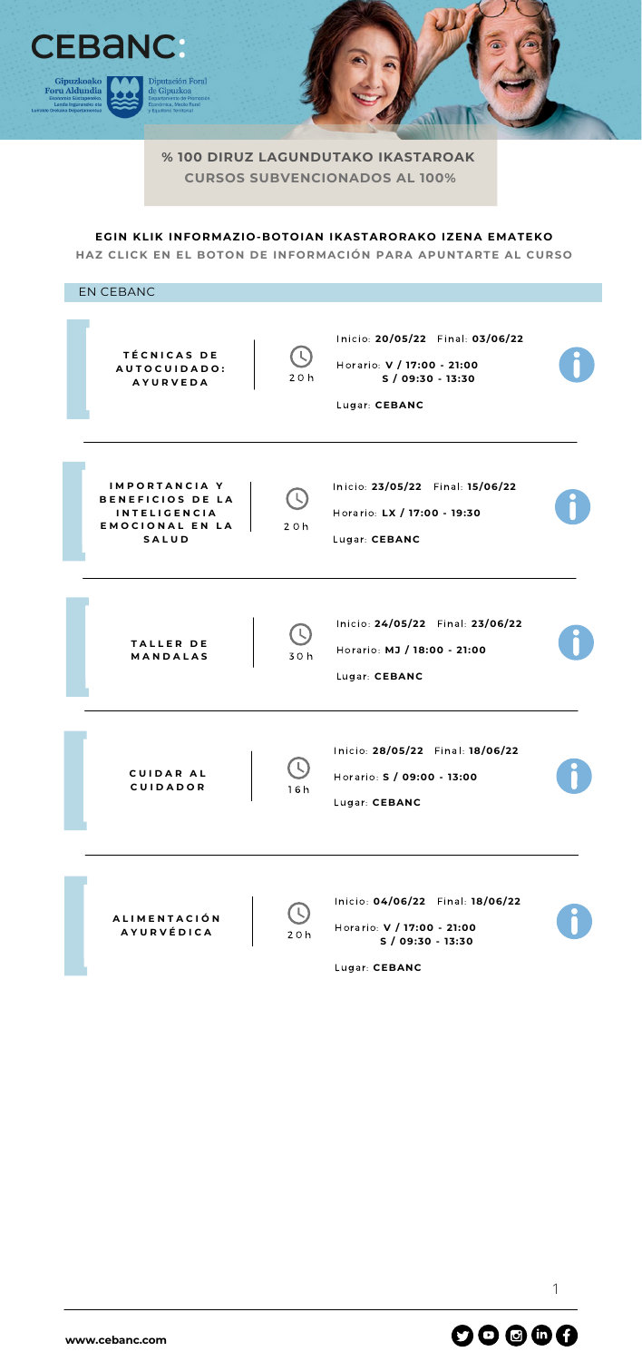CEBANC:

Gipuzkoako Foru Aldundia — Ekonomia Sustapeneko, Landa Inguruneko eta Lurralde Orekako Departamentua

Diputación Foral de Gipuzkoa — Departamento de Promoción Económica, Medio Rural y Equilibrio Territorial

**% 100 DIRUZ LAGUNDUTAKO IKASTAROAK**
**CURSOS SUBVENCIONADOS AL 100%**

**EGIN KLIK INFORMAZIO-BOTOIAN IKASTARORAKO IZENA EMATEKO**
**HAZ CLICK EN EL BOTON DE INFORMACIÓN PARA APUNTARTE AL CURSO**

## EN CEBANC

| Curso | Horas | Inicio | Final | Horario | Lugar |
| --- | --- | --- | --- | --- | --- |
| **TÉCNICAS DE AUTOCUIDADO: AYURVEDA** | 20h | **20/05/22** | **03/06/22** | **V / 17:00 - 21:00**<br>**S / 09:30 - 13:30** | **CEBANC** |
| **IMPORTANCIA Y BENEFICIOS DE LA INTELIGENCIA EMOCIONAL EN LA SALUD** | 20h | **23/05/22** | **15/06/22** | **LX / 17:00 - 19:30** | **CEBANC** |
| **TALLER DE MANDALAS** | 30h | **24/05/22** | **23/06/22** | **MJ / 18:00 - 21:00** | **CEBANC** |
| **CUIDAR AL CUIDADOR** | 16h | **28/05/22** | **18/06/22** | **S / 09:00 - 13:00** | **CEBANC** |
| **ALIMENTACIÓN AYURVÉDICA** | 20h | **04/06/22** | **18/06/22** | **V / 17:00 - 21:00**<br>**S / 09:30 - 13:30** | **CEBANC** |

**www.cebanc.com**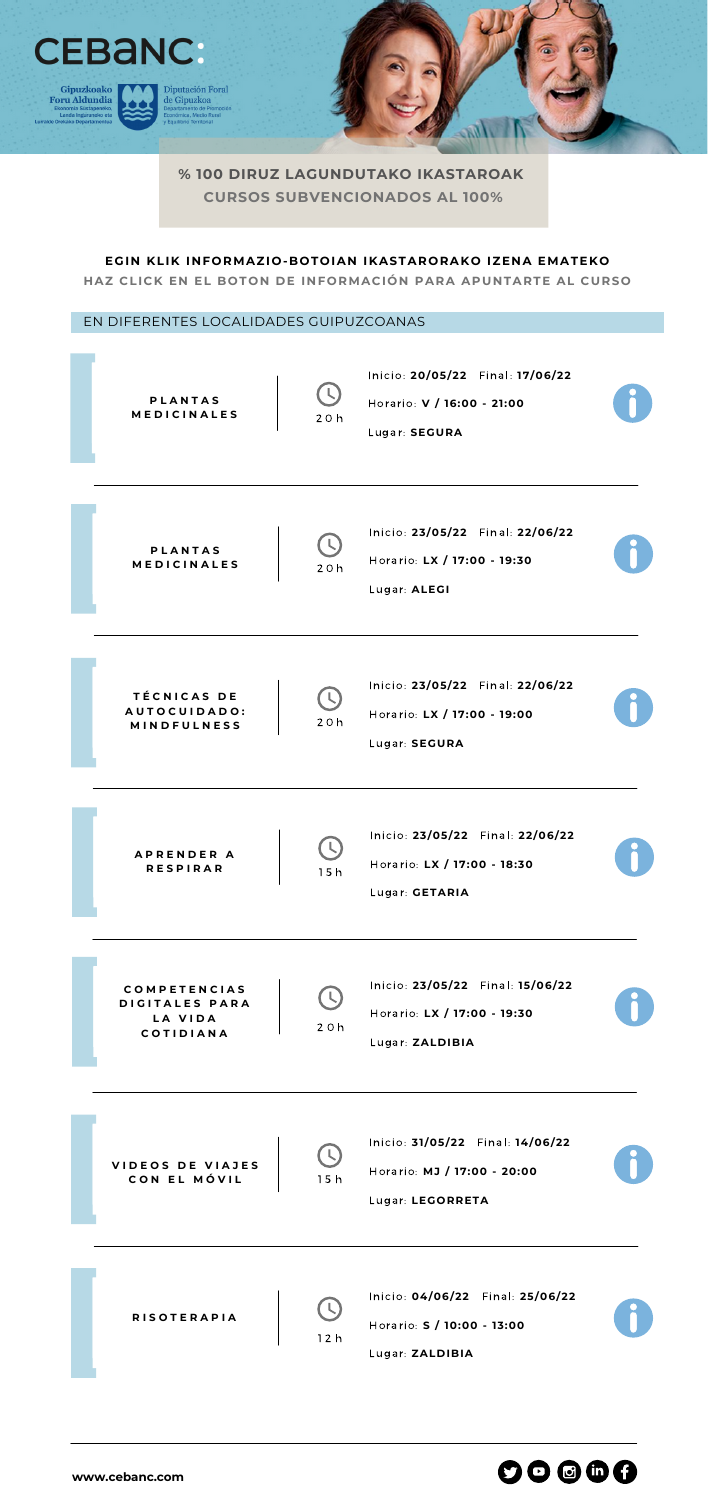CEBANC:

Gipuzkoako Foru Aldundia — Ekonomia Sustapeneko, Landa Inguruneko eta Lurralde Oreka Departamentua

Diputación Foral de Gipuzkoa — Departamento de Promoción Económica, Medio Rural y Equilibrio Territorial

**% 100 DIRUZ LAGUNDUTAKO IKASTAROAK**

**CURSOS SUBVENCIONADOS AL 100%**

**EGIN KLIK INFORMAZIO-BOTOIAN IKASTARORAKO IZENA EMATEKO**

**HAZ CLICK EN EL BOTON DE INFORMACIÓN PARA APUNTARTE AL CURSO**

EN DIFERENTES LOCALIDADES GUIPUZCOANAS

| Curso | Horas | Inicio | Final | Horario | Lugar |
|---|---|---|---|---|---|
| **PLANTAS MEDICINALES** | 20 h | **20/05/22** | **17/06/22** | **V / 16:00 - 21:00** | **SEGURA** |
| **PLANTAS MEDICINALES** | 20 h | **23/05/22** | **22/06/22** | **LX / 17:00 - 19:30** | **ALEGI** |
| **TÉCNICAS DE AUTOCUIDADO: MINDFULNESS** | 20 h | **23/05/22** | **22/06/22** | **LX / 17:00 - 19:00** | **SEGURA** |
| **APRENDER A RESPIRAR** | 15 h | **23/05/22** | **22/06/22** | **LX / 17:00 - 18:30** | **GETARIA** |
| **COMPETENCIAS DIGITALES PARA LA VIDA COTIDIANA** | 20 h | **23/05/22** | **15/06/22** | **LX / 17:00 - 19:30** | **ZALDIBIA** |
| **VIDEOS DE VIAJES CON EL MÓVIL** | 15 h | **31/05/22** | **14/06/22** | **MJ / 17:00 - 20:00** | **LEGORRETA** |
| **RISOTERAPIA** | 12 h | **04/06/22** | **25/06/22** | **S / 10:00 - 13:00** | **ZALDIBIA** |

**www.cebanc.com**